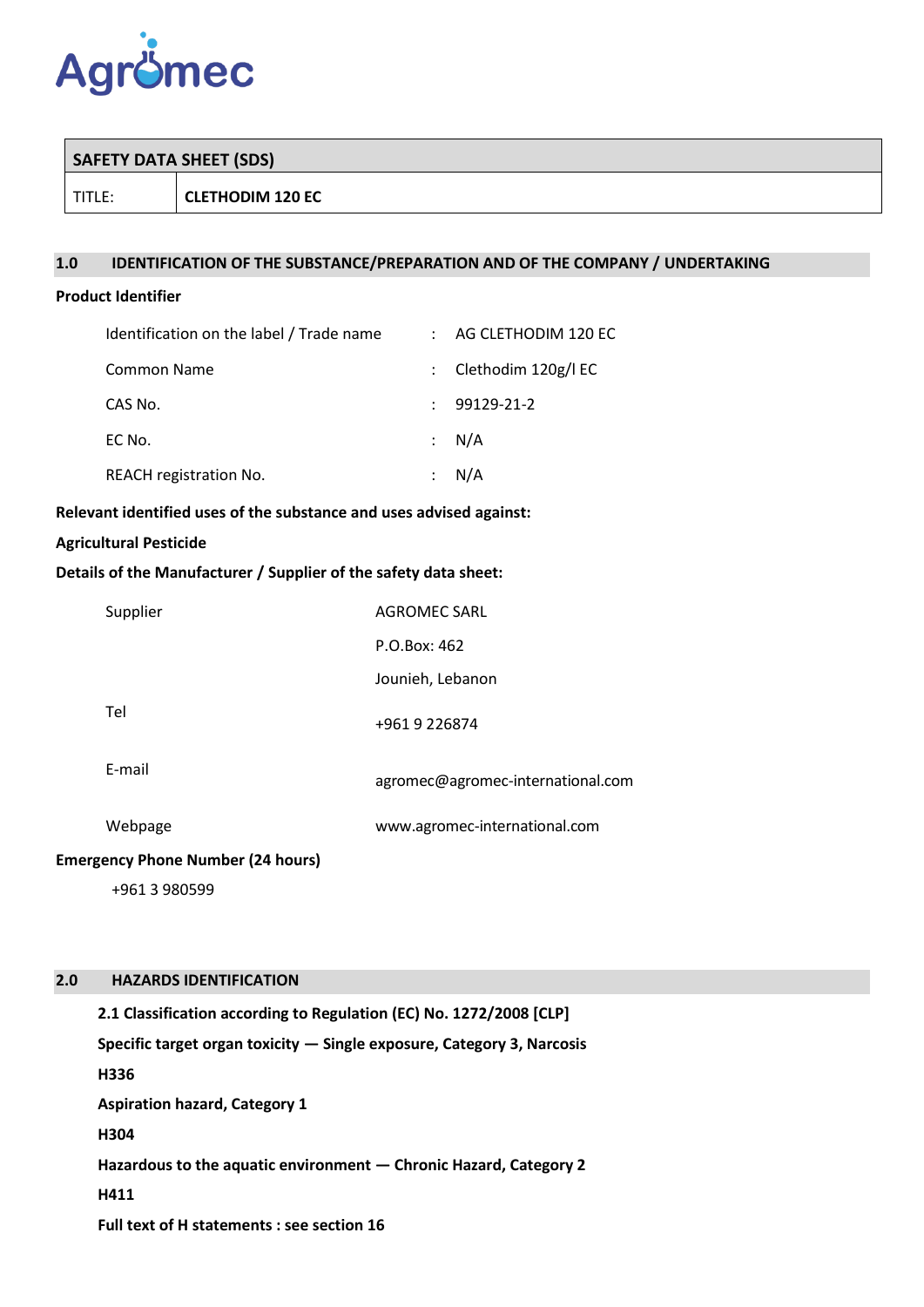Agromec

| SAFETY DATA SHEET (SDS) | |
|---|---|
| TITLE: | **CLETHODIM 120 EC** |

## 1.0 IDENTIFICATION OF THE SUBSTANCE/PREPARATION AND OF THE COMPANY / UNDERTAKING

**Product Identifier**

| | | |
|---|---|---|
| Identification on the label / Trade name | : | AG CLETHODIM 120 EC |
| Common Name | : | Clethodim 120g/l EC |
| CAS No. | : | 99129-21-2 |
| EC No. | : | N/A |
| REACH registration No. | : | N/A |

**Relevant identified uses of the substance and uses advised against:**

**Agricultural Pesticide**

**Details of the Manufacturer / Supplier of the safety data sheet:**

| | |
|---|---|
| Supplier | AGROMEC SARL<br>P.O.Box: 462<br>Jounieh, Lebanon |
| Tel | +961 9 226874 |
| E-mail | agromec@agromec-international.com |
| Webpage | www.agromec-international.com |

**Emergency Phone Number (24 hours)**

+961 3 980599

## 2.0 HAZARDS IDENTIFICATION

**2.1 Classification according to Regulation (EC) No. 1272/2008 [CLP]**

**Specific target organ toxicity — Single exposure, Category 3, Narcosis**

**H336**

**Aspiration hazard, Category 1**

**H304**

**Hazardous to the aquatic environment — Chronic Hazard, Category 2**

**H411**

**Full text of H statements : see section 16**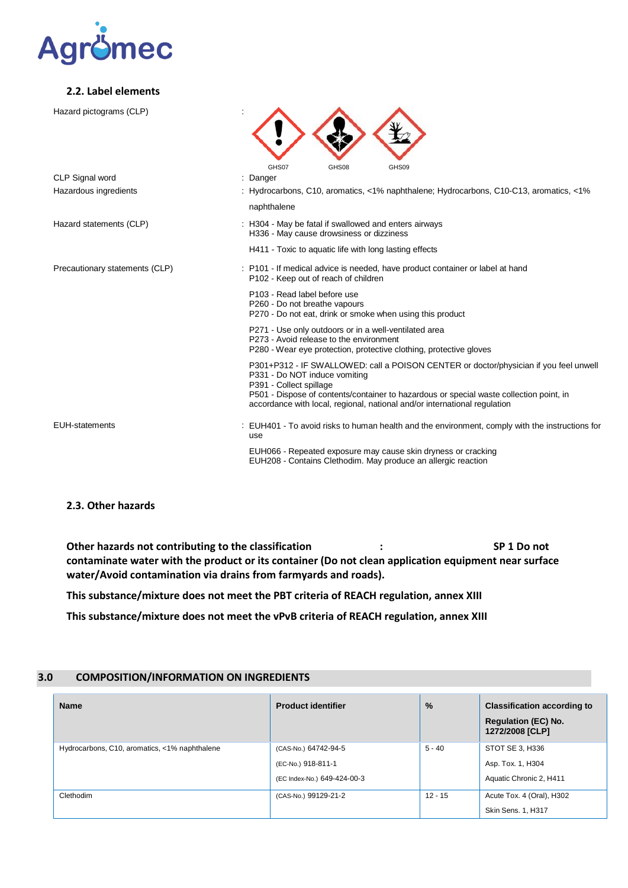### 2.2. Label elements

Hazard pictograms (CLP) :

GHS07 GHS08 GHS09

CLP Signal word : Danger

Hazardous ingredients : Hydrocarbons, C10, aromatics, <1% naphthalene; Hydrocarbons, C10-C13, aromatics, <1% naphthalene

Hazard statements (CLP) : H304 - May be fatal if swallowed and enters airways
H336 - May cause drowsiness or dizziness

H411 - Toxic to aquatic life with long lasting effects

Precautionary statements (CLP) : P101 - If medical advice is needed, have product container or label at hand
P102 - Keep out of reach of children

P103 - Read label before use
P260 - Do not breathe vapours
P270 - Do not eat, drink or smoke when using this product

P271 - Use only outdoors or in a well-ventilated area
P273 - Avoid release to the environment
P280 - Wear eye protection, protective clothing, protective gloves

P301+P312 - IF SWALLOWED: call a POISON CENTER or doctor/physician if you feel unwell
P331 - Do NOT induce vomiting
P391 - Collect spillage
P501 - Dispose of contents/container to hazardous or special waste collection point, in accordance with local, regional, national and/or international regulation

EUH-statements : EUH401 - To avoid risks to human health and the environment, comply with the instructions for use

EUH066 - Repeated exposure may cause skin dryness or cracking
EUH208 - Contains Clethodim. May produce an allergic reaction

### 2.3. Other hazards

**Other hazards not contributing to the classification : SP 1 Do not contaminate water with the product or its container (Do not clean application equipment near surface water/Avoid contamination via drains from farmyards and roads).**

**This substance/mixture does not meet the PBT criteria of REACH regulation, annex XIII**

**This substance/mixture does not meet the vPvB criteria of REACH regulation, annex XIII**

## 3.0 COMPOSITION/INFORMATION ON INGREDIENTS

| Name | Product identifier | % | Classification according to Regulation (EC) No. 1272/2008 [CLP] |
|---|---|---|---|
| Hydrocarbons, C10, aromatics, <1% naphthalene | (CAS-No.) 64742-94-5<br>(EC-No.) 918-811-1<br>(EC Index-No.) 649-424-00-3 | 5 - 40 | STOT SE 3, H336<br>Asp. Tox. 1, H304<br>Aquatic Chronic 2, H411 |
| Clethodim | (CAS-No.) 99129-21-2 | 12 - 15 | Acute Tox. 4 (Oral), H302<br>Skin Sens. 1, H317 |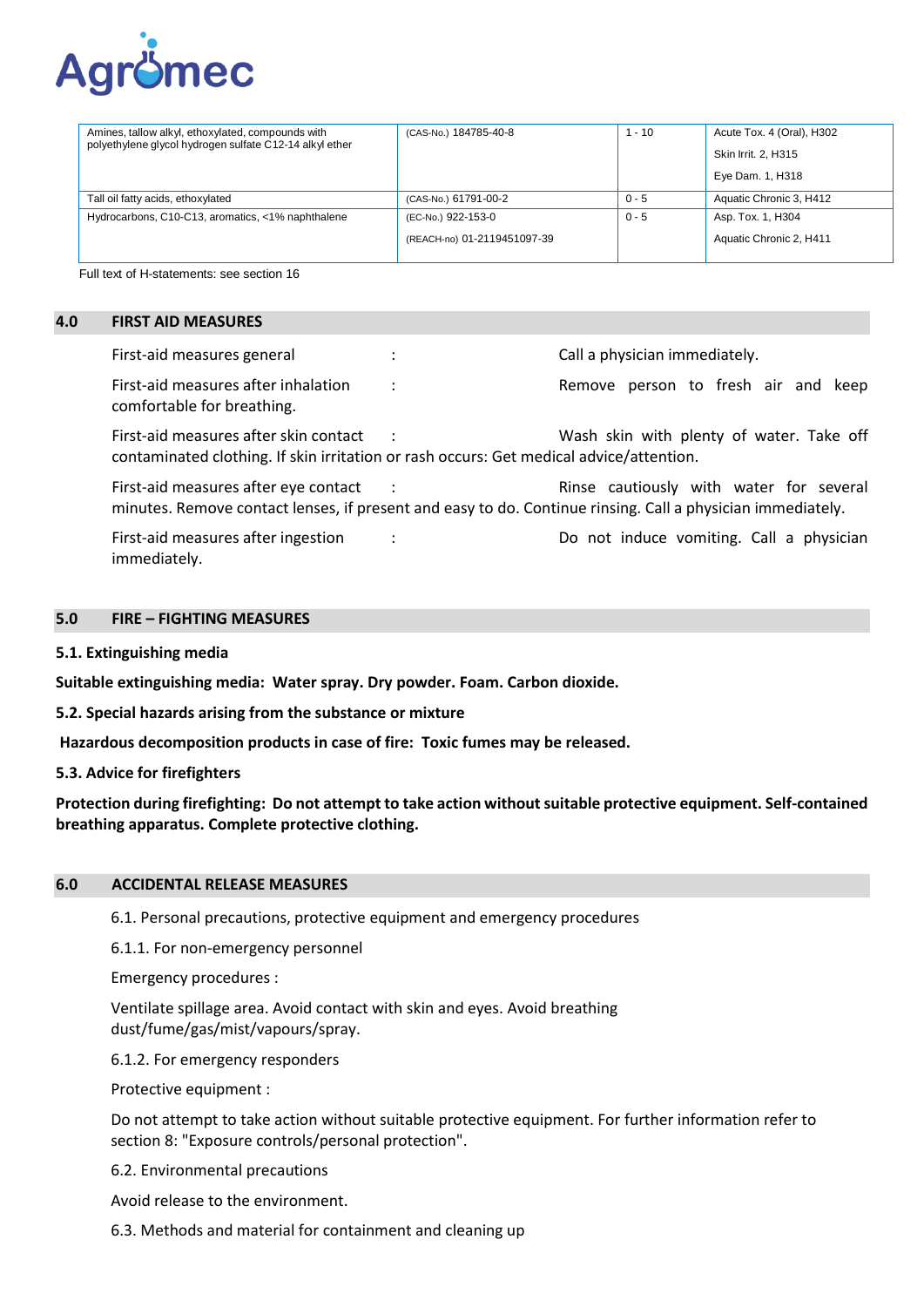| | | | |
|---|---|---|---|
| Amines, tallow alkyl, ethoxylated, compounds with polyethylene glycol hydrogen sulfate C12-14 alkyl ether | (CAS-No.) 184785-40-8 | 1 - 10 | Acute Tox. 4 (Oral), H302<br>Skin Irrit. 2, H315<br>Eye Dam. 1, H318 |
| Tall oil fatty acids, ethoxylated | (CAS-No.) 61791-00-2 | 0 - 5 | Aquatic Chronic 3, H412 |
| Hydrocarbons, C10-C13, aromatics, <1% naphthalene | (EC-No.) 922-153-0<br>(REACH-no) 01-2119451097-39 | 0 - 5 | Asp. Tox. 1, H304<br>Aquatic Chronic 2, H411 |

Full text of H-statements: see section 16

## 4.0 FIRST AID MEASURES

First-aid measures general : Call a physician immediately.

First-aid measures after inhalation : Remove person to fresh air and keep comfortable for breathing.

First-aid measures after skin contact : Wash skin with plenty of water. Take off contaminated clothing. If skin irritation or rash occurs: Get medical advice/attention.

First-aid measures after eye contact : Rinse cautiously with water for several minutes. Remove contact lenses, if present and easy to do. Continue rinsing. Call a physician immediately.

First-aid measures after ingestion : Do not induce vomiting. Call a physician immediately.

## 5.0 FIRE – FIGHTING MEASURES

**5.1. Extinguishing media**

**Suitable extinguishing media: Water spray. Dry powder. Foam. Carbon dioxide.**

**5.2. Special hazards arising from the substance or mixture**

**Hazardous decomposition products in case of fire: Toxic fumes may be released.**

**5.3. Advice for firefighters**

**Protection during firefighting: Do not attempt to take action without suitable protective equipment. Self-contained breathing apparatus. Complete protective clothing.**

## 6.0 ACCIDENTAL RELEASE MEASURES

6.1. Personal precautions, protective equipment and emergency procedures

6.1.1. For non-emergency personnel

Emergency procedures :

Ventilate spillage area. Avoid contact with skin and eyes. Avoid breathing dust/fume/gas/mist/vapours/spray.

6.1.2. For emergency responders

Protective equipment :

Do not attempt to take action without suitable protective equipment. For further information refer to section 8: "Exposure controls/personal protection".

6.2. Environmental precautions

Avoid release to the environment.

6.3. Methods and material for containment and cleaning up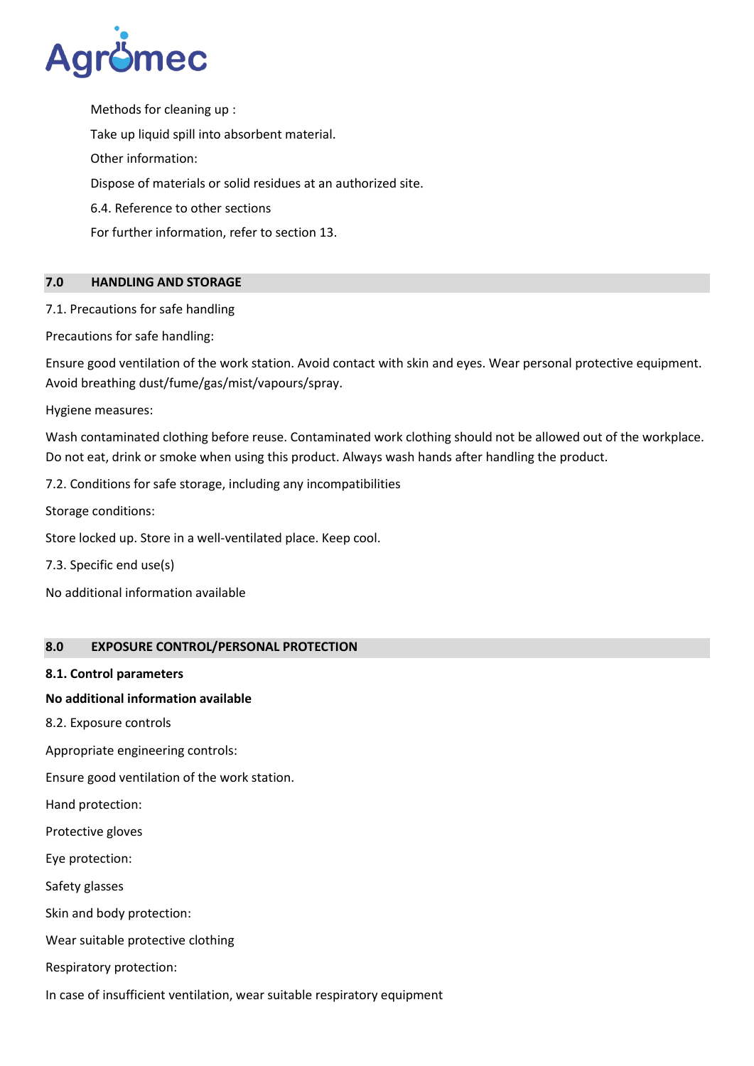Methods for cleaning up :

Take up liquid spill into absorbent material.

Other information:

Dispose of materials or solid residues at an authorized site.

6.4. Reference to other sections

For further information, refer to section 13.

## 7.0 HANDLING AND STORAGE

7.1. Precautions for safe handling

Precautions for safe handling:

Ensure good ventilation of the work station. Avoid contact with skin and eyes. Wear personal protective equipment. Avoid breathing dust/fume/gas/mist/vapours/spray.

Hygiene measures:

Wash contaminated clothing before reuse. Contaminated work clothing should not be allowed out of the workplace. Do not eat, drink or smoke when using this product. Always wash hands after handling the product.

7.2. Conditions for safe storage, including any incompatibilities

Storage conditions:

Store locked up. Store in a well-ventilated place. Keep cool.

7.3. Specific end use(s)

No additional information available

## 8.0 EXPOSURE CONTROL/PERSONAL PROTECTION

**8.1. Control parameters**

**No additional information available**

8.2. Exposure controls

Appropriate engineering controls:

Ensure good ventilation of the work station.

Hand protection:

Protective gloves

Eye protection:

Safety glasses

Skin and body protection:

Wear suitable protective clothing

Respiratory protection:

In case of insufficient ventilation, wear suitable respiratory equipment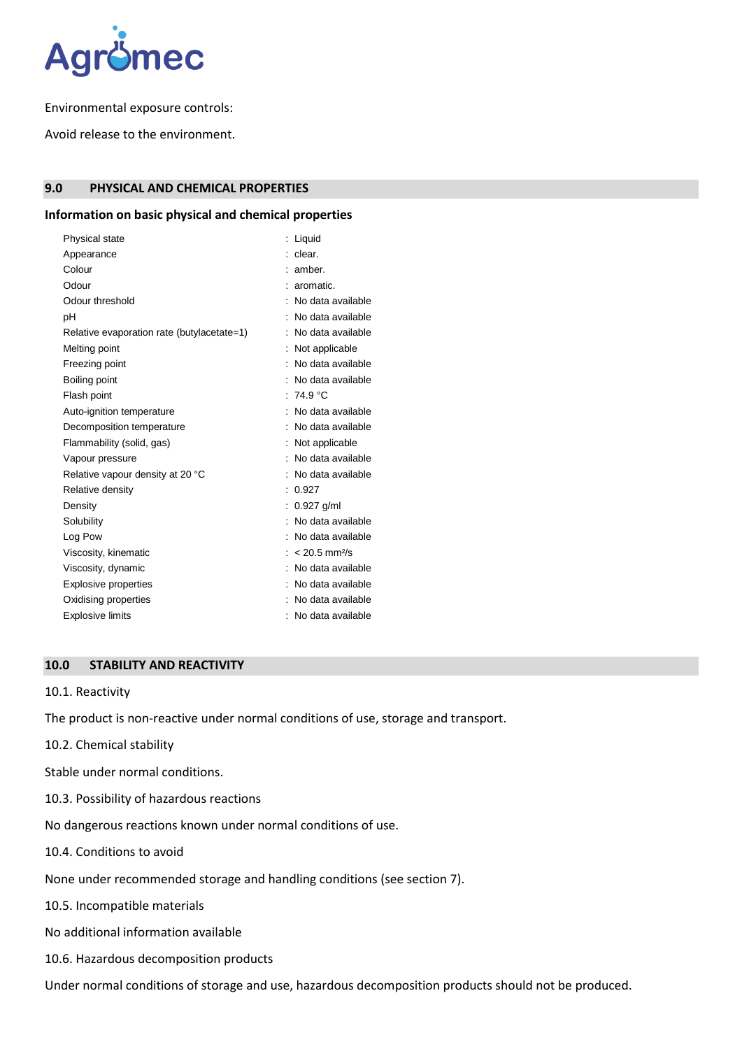Environmental exposure controls:

Avoid release to the environment.

## 9.0 PHYSICAL AND CHEMICAL PROPERTIES

### Information on basic physical and chemical properties

| Property | Value |
|---|---|
| Physical state | : Liquid |
| Appearance | : clear. |
| Colour | : amber. |
| Odour | : aromatic. |
| Odour threshold | : No data available |
| pH | : No data available |
| Relative evaporation rate (butylacetate=1) | : No data available |
| Melting point | : Not applicable |
| Freezing point | : No data available |
| Boiling point | : No data available |
| Flash point | : 74.9 °C |
| Auto-ignition temperature | : No data available |
| Decomposition temperature | : No data available |
| Flammability (solid, gas) | : Not applicable |
| Vapour pressure | : No data available |
| Relative vapour density at 20 °C | : No data available |
| Relative density | : 0.927 |
| Density | : 0.927 g/ml |
| Solubility | : No data available |
| Log Pow | : No data available |
| Viscosity, kinematic | : < 20.5 $mm^2/s$ |
| Viscosity, dynamic | : No data available |
| Explosive properties | : No data available |
| Oxidising properties | : No data available |
| Explosive limits | : No data available |

## 10.0 STABILITY AND REACTIVITY

10.1. Reactivity

The product is non-reactive under normal conditions of use, storage and transport.

10.2. Chemical stability

Stable under normal conditions.

10.3. Possibility of hazardous reactions

No dangerous reactions known under normal conditions of use.

10.4. Conditions to avoid

None under recommended storage and handling conditions (see section 7).

10.5. Incompatible materials

No additional information available

10.6. Hazardous decomposition products

Under normal conditions of storage and use, hazardous decomposition products should not be produced.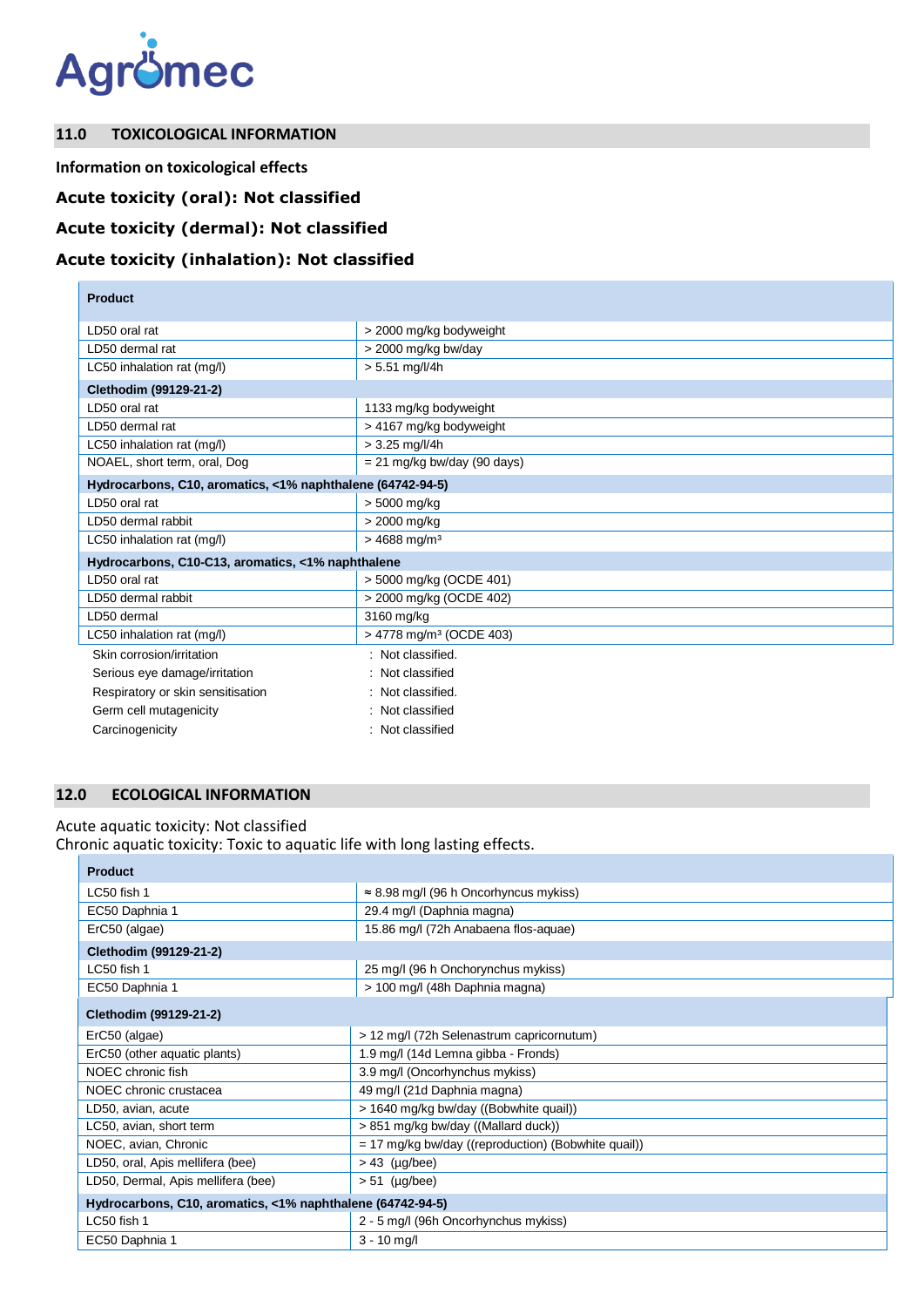## 11.0 TOXICOLOGICAL INFORMATION

**Information on toxicological effects**

**Acute toxicity (oral): Not classified**

**Acute toxicity (dermal): Not classified**

**Acute toxicity (inhalation): Not classified**

| **Product** | |
|---|---|
| LD50 oral rat | > 2000 mg/kg bodyweight |
| LD50 dermal rat | > 2000 mg/kg bw/day |
| LC50 inhalation rat (mg/l) | > 5.51 mg/l/4h |
| **Clethodim (99129-21-2)** | |
| LD50 oral rat | 1133 mg/kg bodyweight |
| LD50 dermal rat | > 4167 mg/kg bodyweight |
| LC50 inhalation rat (mg/l) | > 3.25 mg/l/4h |
| NOAEL, short term, oral, Dog | = 21 mg/kg bw/day (90 days) |
| **Hydrocarbons, C10, aromatics, <1% naphthalene (64742-94-5)** | |
| LD50 oral rat | > 5000 mg/kg |
| LD50 dermal rabbit | > 2000 mg/kg |
| LC50 inhalation rat (mg/l) | > 4688 mg/m³ |
| **Hydrocarbons, C10-C13, aromatics, <1% naphthalene** | |
| LD50 oral rat | > 5000 mg/kg (OCDE 401) |
| LD50 dermal rabbit | > 2000 mg/kg (OCDE 402) |
| LD50 dermal | 3160 mg/kg |
| LC50 inhalation rat (mg/l) | > 4778 mg/m³ (OCDE 403) |

| | |
|---|---|
| Skin corrosion/irritation | : Not classified. |
| Serious eye damage/irritation | : Not classified |
| Respiratory or skin sensitisation | : Not classified. |
| Germ cell mutagenicity | : Not classified |
| Carcinogenicity | : Not classified |

## 12.0 ECOLOGICAL INFORMATION

Acute aquatic toxicity: Not classified
Chronic aquatic toxicity: Toxic to aquatic life with long lasting effects.

| **Product** | |
|---|---|
| LC50 fish 1 | ≈ 8.98 mg/l (96 h Oncorhyncus mykiss) |
| EC50 Daphnia 1 | 29.4 mg/l (Daphnia magna) |
| ErC50 (algae) | 15.86 mg/l (72h Anabaena flos-aquae) |
| **Clethodim (99129-21-2)** | |
| LC50 fish 1 | 25 mg/l (96 h Onchorynchus mykiss) |
| EC50 Daphnia 1 | > 100 mg/l (48h Daphnia magna) |
| **Clethodim (99129-21-2)** | |
| ErC50 (algae) | > 12 mg/l (72h Selenastrum capricornutum) |
| ErC50 (other aquatic plants) | 1.9 mg/l (14d Lemna gibba - Fronds) |
| NOEC chronic fish | 3.9 mg/l (Oncorhynchus mykiss) |
| NOEC chronic crustacea | 49 mg/l (21d Daphnia magna) |
| LD50, avian, acute | > 1640 mg/kg bw/day ((Bobwhite quail)) |
| LC50, avian, short term | > 851 mg/kg bw/day ((Mallard duck)) |
| NOEC, avian, Chronic | = 17 mg/kg bw/day ((reproduction) (Bobwhite quail)) |
| LD50, oral, Apis mellifera (bee) | > 43 (µg/bee) |
| LD50, Dermal, Apis mellifera (bee) | > 51 (µg/bee) |
| **Hydrocarbons, C10, aromatics, <1% naphthalene (64742-94-5)** | |
| LC50 fish 1 | 2 - 5 mg/l (96h Oncorhynchus mykiss) |
| EC50 Daphnia 1 | 3 - 10 mg/l |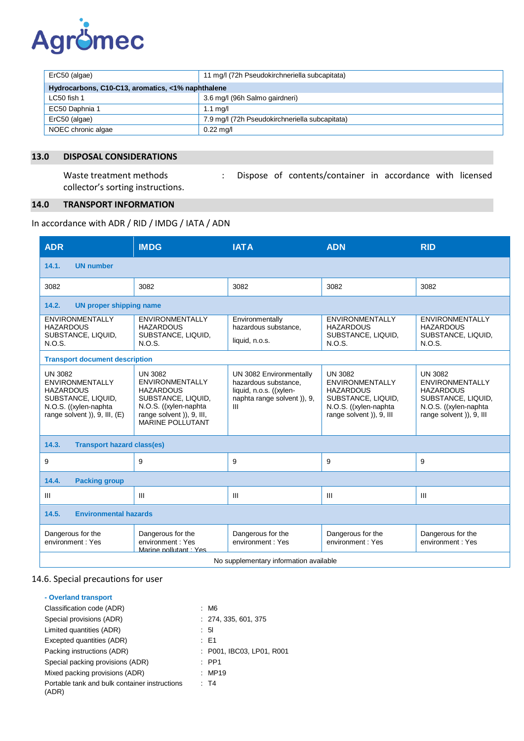| ErC50 (algae) | 11 mg/l (72h Pseudokirchneriella subcapitata) |
|---|---|
| **Hydrocarbons, C10-C13, aromatics, <1% naphthalene** | |
| LC50 fish 1 | 3.6 mg/l (96h Salmo gairdneri) |
| EC50 Daphnia 1 | 1.1 mg/l |
| ErC50 (algae) | 7.9 mg/l (72h Pseudokirchneriella subcapitata) |
| NOEC chronic algae | 0.22 mg/l |

## 13.0 DISPOSAL CONSIDERATIONS

Waste treatment methods : Dispose of contents/container in accordance with licensed collector's sorting instructions.

## 14.0 TRANSPORT INFORMATION

In accordance with ADR / RID / IMDG / IATA / ADN

| ADR | IMDG | IATA | ADN | RID |
|---|---|---|---|---|
| **14.1. UN number** | | | | |
| 3082 | 3082 | 3082 | 3082 | 3082 |
| **14.2. UN proper shipping name** | | | | |
| ENVIRONMENTALLY HAZARDOUS SUBSTANCE, LIQUID, N.O.S. | ENVIRONMENTALLY HAZARDOUS SUBSTANCE, LIQUID, N.O.S. | Environmentally hazardous substance, liquid, n.o.s. | ENVIRONMENTALLY HAZARDOUS SUBSTANCE, LIQUID, N.O.S. | ENVIRONMENTALLY HAZARDOUS SUBSTANCE, LIQUID, N.O.S. |
| **Transport document description** | | | | |
| UN 3082 ENVIRONMENTALLY HAZARDOUS SUBSTANCE, LIQUID, N.O.S. ((xylen-naphta range solvent )), 9, III, (E) | UN 3082 ENVIRONMENTALLY HAZARDOUS SUBSTANCE, LIQUID, N.O.S. ((xylen-naphta range solvent )), 9, III, MARINE POLLUTANT | UN 3082 Environmentally hazardous substance, liquid, n.o.s. ((xylen-naphta range solvent )), 9, III | UN 3082 ENVIRONMENTALLY HAZARDOUS SUBSTANCE, LIQUID, N.O.S. ((xylen-naphta range solvent )), 9, III | UN 3082 ENVIRONMENTALLY HAZARDOUS SUBSTANCE, LIQUID, N.O.S. ((xylen-naphta range solvent )), 9, III |
| **14.3. Transport hazard class(es)** | | | | |
| 9 | 9 | 9 | 9 | 9 |
| **14.4. Packing group** | | | | |
| III | III | III | III | III |
| **14.5. Environmental hazards** | | | | |
| Dangerous for the environment : Yes | Dangerous for the environment : Yes Marine pollutant : Yes | Dangerous for the environment : Yes | Dangerous for the environment : Yes | Dangerous for the environment : Yes |
| No supplementary information available | | | | |

### 14.6. Special precautions for user

**- Overland transport**

| | |
|---|---|
| Classification code (ADR) | : M6 |
| Special provisions (ADR) | : 274, 335, 601, 375 |
| Limited quantities (ADR) | : 5l |
| Excepted quantities (ADR) | : E1 |
| Packing instructions (ADR) | : P001, IBC03, LP01, R001 |
| Special packing provisions (ADR) | : PP1 |
| Mixed packing provisions (ADR) | : MP19 |
| Portable tank and bulk container instructions (ADR) | : T4 |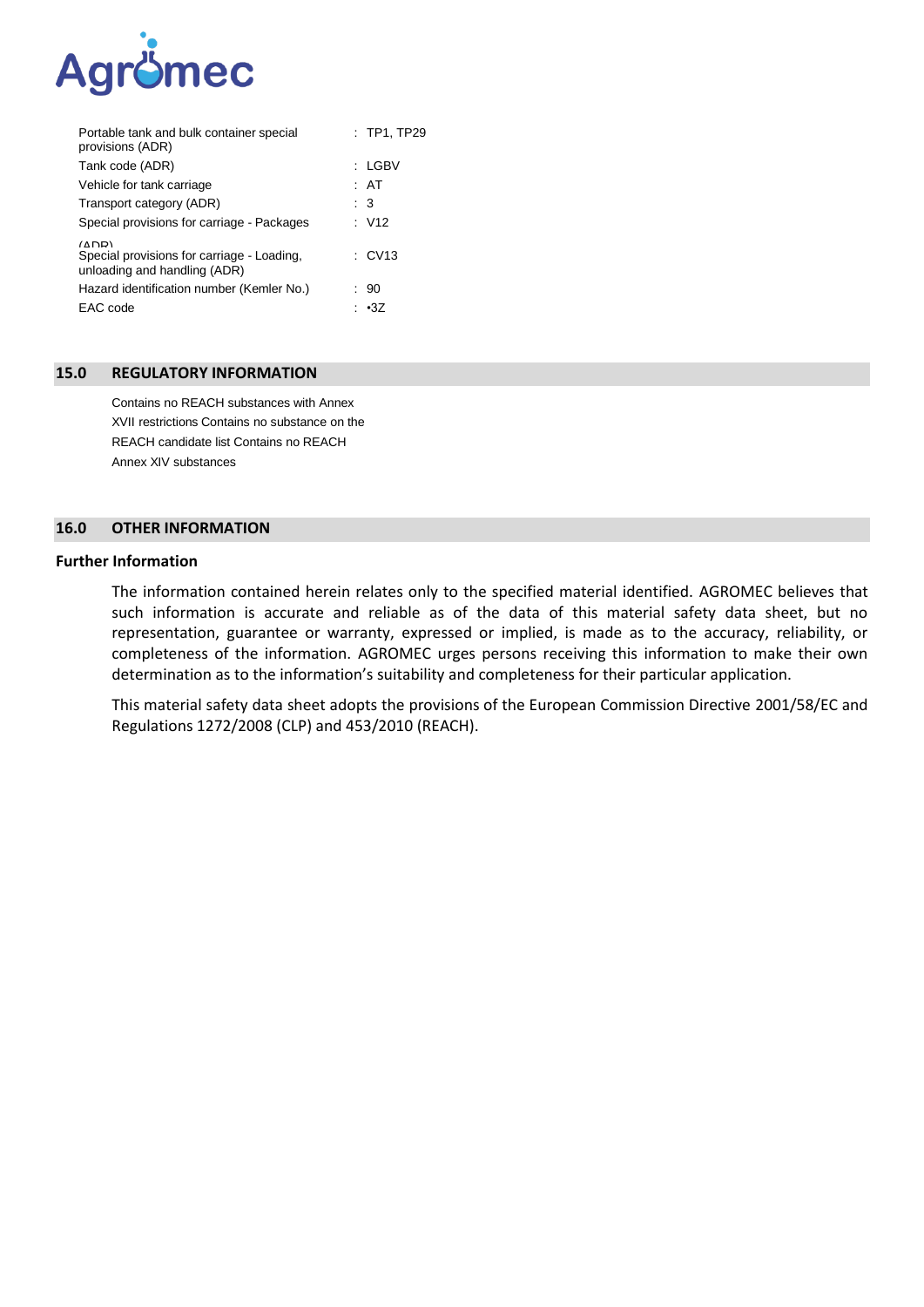| | |
|---|---|
| Portable tank and bulk container special provisions (ADR) | : TP1, TP29 |
| Tank code (ADR) | : LGBV |
| Vehicle for tank carriage | : AT |
| Transport category (ADR) | : 3 |
| Special provisions for carriage - Packages (ADR) | : V12 |
| Special provisions for carriage - Loading, unloading and handling (ADR) | : CV13 |
| Hazard identification number (Kemler No.) | : 90 |
| EAC code | : •3Z |

## 15.0 REGULATORY INFORMATION

Contains no REACH substances with Annex XVII restrictions Contains no substance on the REACH candidate list Contains no REACH Annex XIV substances

## 16.0 OTHER INFORMATION

### Further Information

The information contained herein relates only to the specified material identified. AGROMEC believes that such information is accurate and reliable as of the data of this material safety data sheet, but no representation, guarantee or warranty, expressed or implied, is made as to the accuracy, reliability, or completeness of the information. AGROMEC urges persons receiving this information to make their own determination as to the information's suitability and completeness for their particular application.

This material safety data sheet adopts the provisions of the European Commission Directive 2001/58/EC and Regulations 1272/2008 (CLP) and 453/2010 (REACH).